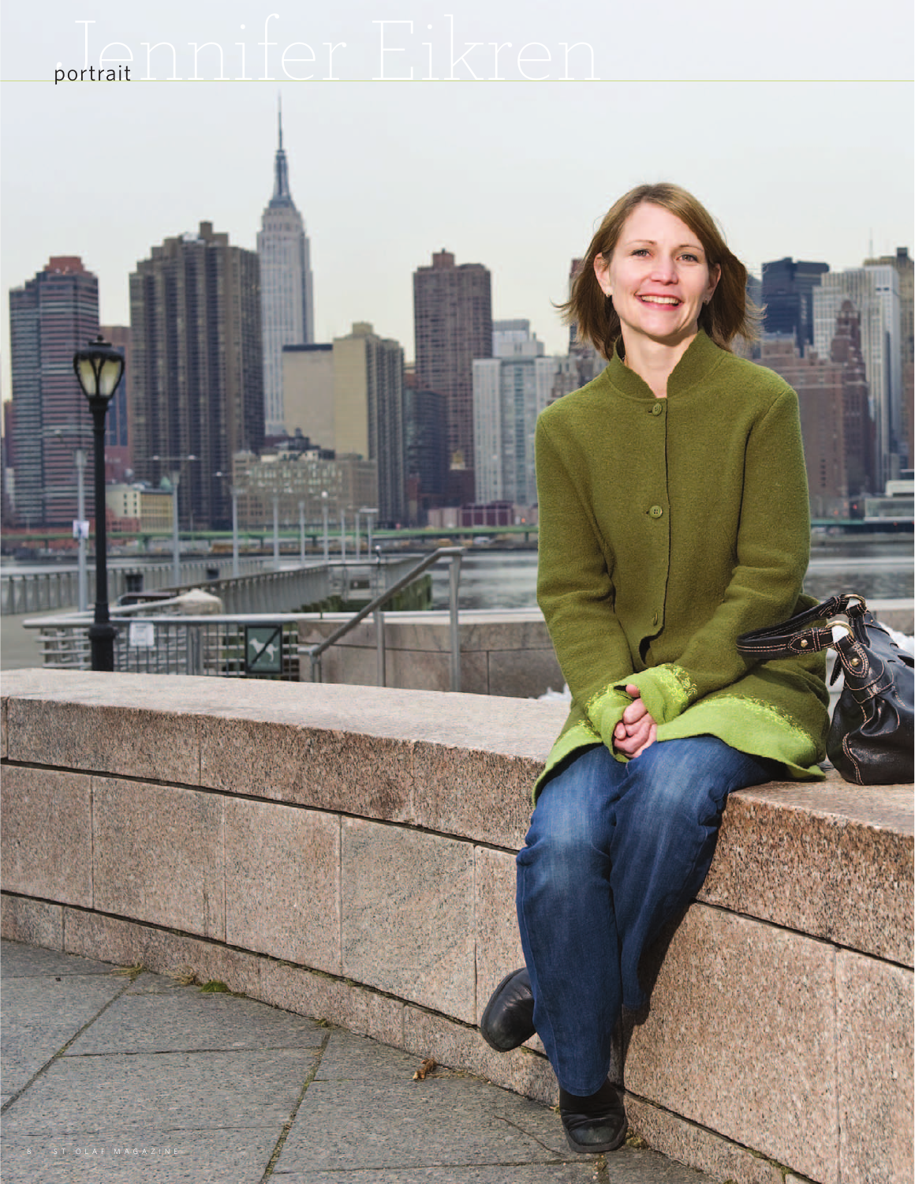portrait

# Jennifer Eikren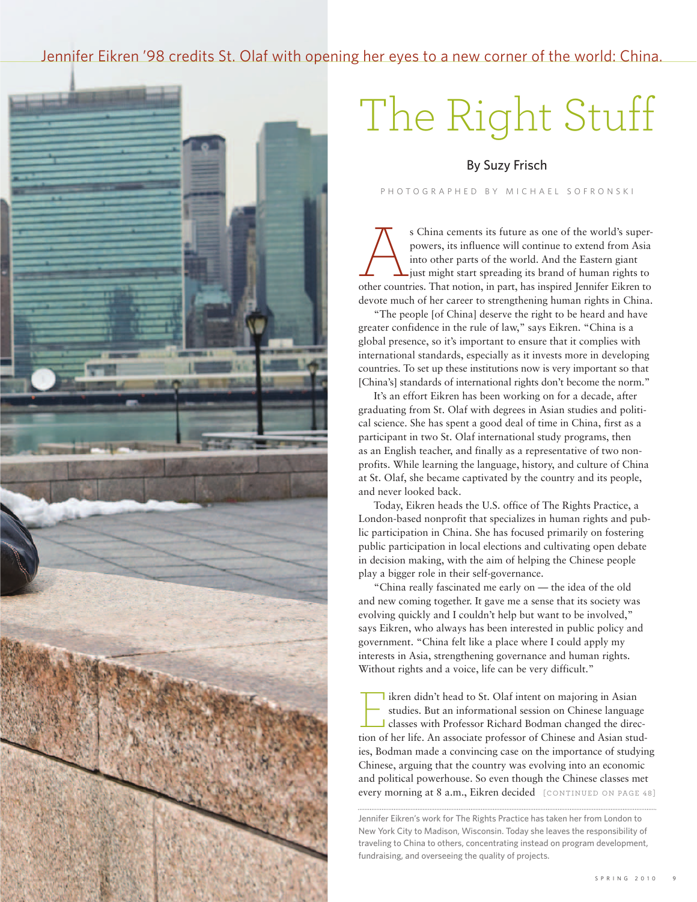Jennifer Eikren '98 credits St. Olaf with opening her eyes to a new corner of the world: China.

# The Right Stuff

By Suzy Frisch

PHOTOGRAPHED BY MICHAEL SOFRONSKI

As China cements its future as one of the world's superpowers, its influence will continue to extend from Asia into other parts of the world. And the Eastern giant just might start spreading its brand of human rights to other countries. That notion, in part, has inspired Jennifer Eikren to devote much of her career to strengthening human rights in China.

"The people [of China] deserve the right to be heard and have greater confidence in the rule of law," says Eikren. "China is a global presence, so it's important to ensure that it complies with international standards, especially as it invests more in developing countries. To set up these institutions now is very important so that [China's] standards of international rights don't become the norm."

It's an effort Eikren has been working on for a decade, after graduating from St. Olaf with degrees in Asian studies and political science. She has spent a good deal of time in China, first as a participant in two St. Olaf international study programs, then as an English teacher, and finally as a representative of two nonprofits. While learning the language, history, and culture of China at St. Olaf, she became captivated by the country and its people, and never looked back.

Today, Eikren heads the U.S. office of The Rights Practice, a London-based nonprofit that specializes in human rights and public participation in China. She has focused primarily on fostering public participation in local elections and cultivating open debate in decision making, with the aim of helping the Chinese people play a bigger role in their self-governance.

"China really fascinated me early on — the idea of the old and new coming together. It gave me a sense that its society was evolving quickly and I couldn't help but want to be involved," says Eikren, who always has been interested in public policy and government. "China felt like a place where I could apply my interests in Asia, strengthening governance and human rights. Without rights and a voice, life can be very difficult."

Eikren didn't head to St. Olaf intent on majoring in Asian studies. But an informational session on Chinese language classes with Professor Richard Bodman changed the direction of her life. An associate professor of Chinese and Asian studies, Bodman made a convincing case on the importance of studying Chinese, arguing that the country was evolving into an economic and political powerhouse. So even though the Chinese classes met every morning at 8 a.m., Eikren decided [CONTINUED ON PAGE 48]

Jennifer Eikren's work for The Rights Practice has taken her from London to New York City to Madison, Wisconsin. Today she leaves the responsibility of traveling to China to others, concentrating instead on program development, fundraising, and overseeing the quality of projects.